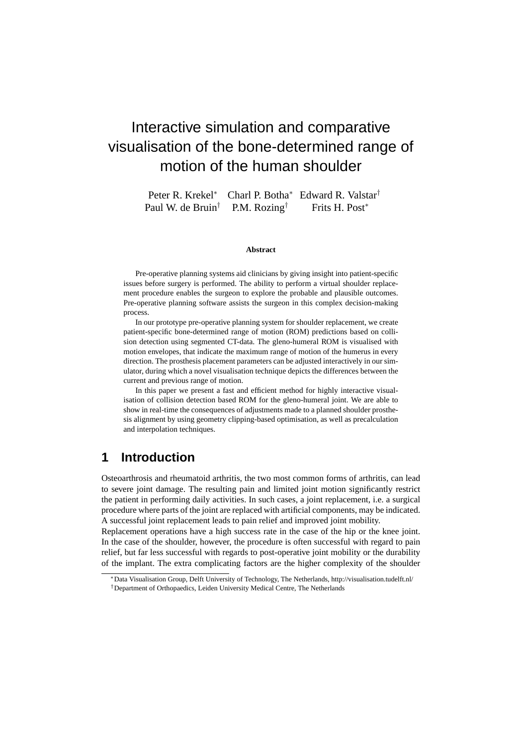# Interactive simulation and comparative visualisation of the bone-determined range of motion of the human shoulder

Peter R. Krekel[*] Charl P. Botha[*] Edward R. Valstar[†]
Paul W. de Bruin[†] P.M. Rozing[†] Frits H. Post[*]

**Abstract**

Pre-operative planning systems aid clinicians by giving insight into patient-specific issues before surgery is performed. The ability to perform a virtual shoulder replacement procedure enables the surgeon to explore the probable and plausible outcomes. Pre-operative planning software assists the surgeon in this complex decision-making process.

In our prototype pre-operative planning system for shoulder replacement, we create patient-specific bone-determined range of motion (ROM) predictions based on collision detection using segmented CT-data. The gleno-humeral ROM is visualised with motion envelopes, that indicate the maximum range of motion of the humerus in every direction. The prosthesis placement parameters can be adjusted interactively in our simulator, during which a novel visualisation technique depicts the differences between the current and previous range of motion.

In this paper we present a fast and efficient method for highly interactive visualisation of collision detection based ROM for the gleno-humeral joint. We are able to show in real-time the consequences of adjustments made to a planned shoulder prosthesis alignment by using geometry clipping-based optimisation, as well as precalculation and interpolation techniques.

## 1 Introduction

Osteoarthrosis and rheumatoid arthritis, the two most common forms of arthritis, can lead to severe joint damage. The resulting pain and limited joint motion significantly restrict the patient in performing daily activities. In such cases, a joint replacement, i.e. a surgical procedure where parts of the joint are replaced with artificial components, may be indicated. A successful joint replacement leads to pain relief and improved joint mobility.

Replacement operations have a high success rate in the case of the hip or the knee joint. In the case of the shoulder, however, the procedure is often successful with regard to pain relief, but far less successful with regards to post-operative joint mobility or the durability of the implant. The extra complicating factors are the higher complexity of the shoulder

[*] Data Visualisation Group, Delft University of Technology, The Netherlands, http://visualisation.tudelft.nl/
[†] Department of Orthopaedics, Leiden University Medical Centre, The Netherlands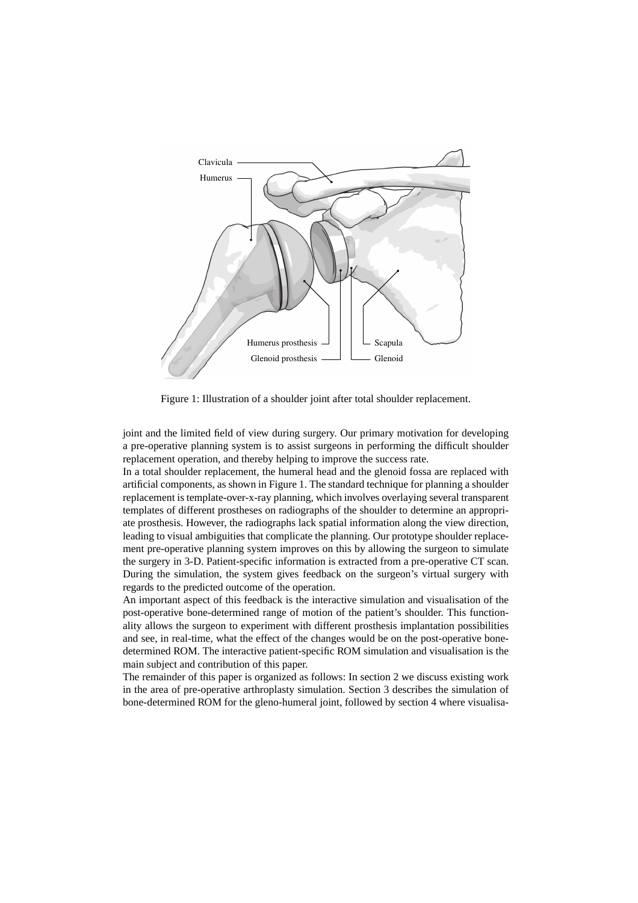Clavicula

Humerus

Humerus prosthesis

Glenoid prosthesis

Scapula

Glenoid

Figure 1: Illustration of a shoulder joint after total shoulder replacement.

joint and the limited field of view during surgery. Our primary motivation for developing a pre-operative planning system is to assist surgeons in performing the difficult shoulder replacement operation, and thereby helping to improve the success rate.

In a total shoulder replacement, the humeral head and the glenoid fossa are replaced with artificial components, as shown in Figure 1. The standard technique for planning a shoulder replacement is template-over-x-ray planning, which involves overlaying several transparent templates of different prostheses on radiographs of the shoulder to determine an appropriate prosthesis. However, the radiographs lack spatial information along the view direction, leading to visual ambiguities that complicate the planning. Our prototype shoulder replacement pre-operative planning system improves on this by allowing the surgeon to simulate the surgery in 3-D. Patient-specific information is extracted from a pre-operative CT scan. During the simulation, the system gives feedback on the surgeon's virtual surgery with regards to the predicted outcome of the operation.

An important aspect of this feedback is the interactive simulation and visualisation of the post-operative bone-determined range of motion of the patient's shoulder. This functionality allows the surgeon to experiment with different prosthesis implantation possibilities and see, in real-time, what the effect of the changes would be on the post-operative bone-determined ROM. The interactive patient-specific ROM simulation and visualisation is the main subject and contribution of this paper.

The remainder of this paper is organized as follows: In section 2 we discuss existing work in the area of pre-operative arthroplasty simulation. Section 3 describes the simulation of bone-determined ROM for the gleno-humeral joint, followed by section 4 where visualisa-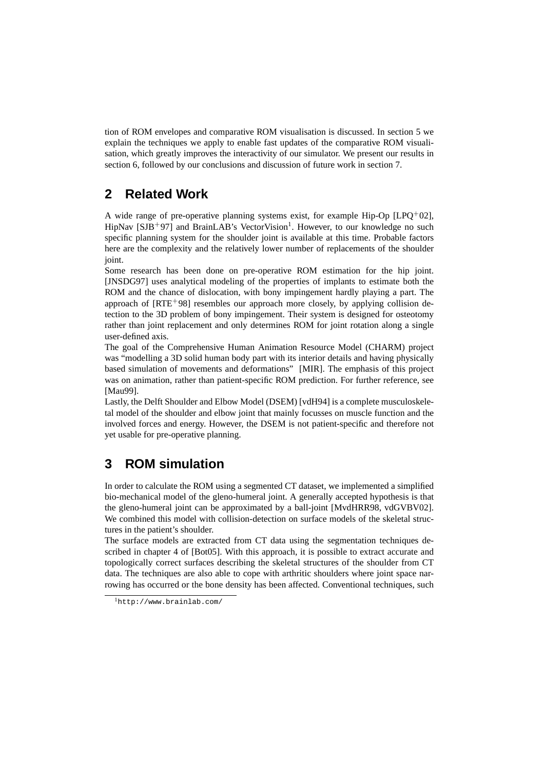tion of ROM envelopes and comparative ROM visualisation is discussed. In section 5 we explain the techniques we apply to enable fast updates of the comparative ROM visualisation, which greatly improves the interactivity of our simulator. We present our results in section 6, followed by our conclusions and discussion of future work in section 7.

## 2 Related Work

A wide range of pre-operative planning systems exist, for example Hip-Op [LPQ$^+$02], HipNav [SJB$^+$97] and BrainLAB's VectorVision[1]. However, to our knowledge no such specific planning system for the shoulder joint is available at this time. Probable factors here are the complexity and the relatively lower number of replacements of the shoulder joint.

Some research has been done on pre-operative ROM estimation for the hip joint. [JNSDG97] uses analytical modeling of the properties of implants to estimate both the ROM and the chance of dislocation, with bony impingement hardly playing a part. The approach of [RTE$^+$98] resembles our approach more closely, by applying collision detection to the 3D problem of bony impingement. Their system is designed for osteotomy rather than joint replacement and only determines ROM for joint rotation along a single user-defined axis.

The goal of the Comprehensive Human Animation Resource Model (CHARM) project was "modelling a 3D solid human body part with its interior details and having physically based simulation of movements and deformations" [MIR]. The emphasis of this project was on animation, rather than patient-specific ROM prediction. For further reference, see [Mau99].

Lastly, the Delft Shoulder and Elbow Model (DSEM) [vdH94] is a complete musculoskeletal model of the shoulder and elbow joint that mainly focusses on muscle function and the involved forces and energy. However, the DSEM is not patient-specific and therefore not yet usable for pre-operative planning.

## 3 ROM simulation

In order to calculate the ROM using a segmented CT dataset, we implemented a simplified bio-mechanical model of the gleno-humeral joint. A generally accepted hypothesis is that the gleno-humeral joint can be approximated by a ball-joint [MvdHRR98, vdGVBV02]. We combined this model with collision-detection on surface models of the skeletal structures in the patient's shoulder.

The surface models are extracted from CT data using the segmentation techniques described in chapter 4 of [Bot05]. With this approach, it is possible to extract accurate and topologically correct surfaces describing the skeletal structures of the shoulder from CT data. The techniques are also able to cope with arthritic shoulders where joint space narrowing has occurred or the bone density has been affected. Conventional techniques, such

[1] http://www.brainlab.com/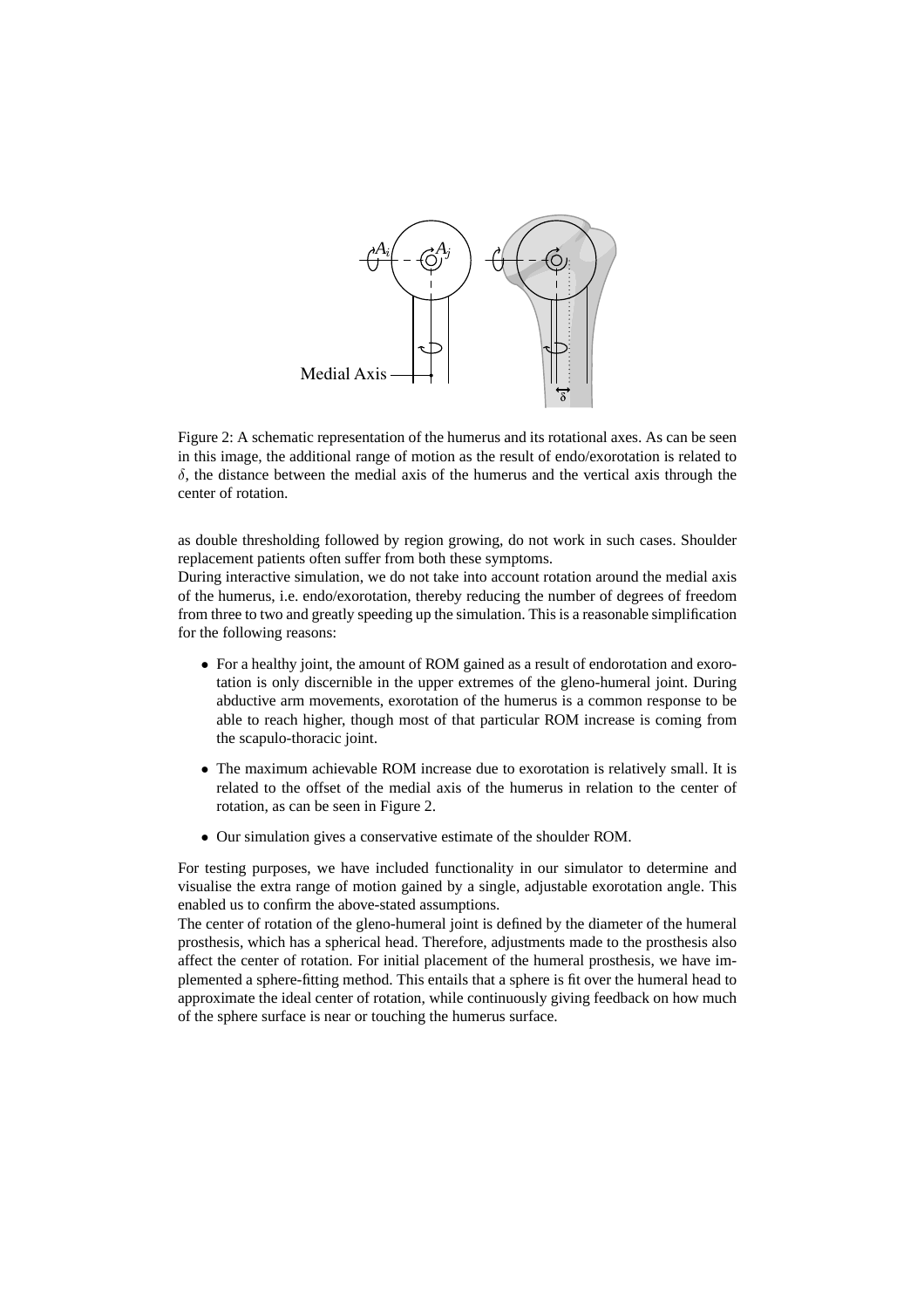Figure 2: A schematic representation of the humerus and its rotational axes. As can be seen in this image, the additional range of motion as the result of endo/exorotation is related to $\delta$, the distance between the medial axis of the humerus and the vertical axis through the center of rotation.

as double thresholding followed by region growing, do not work in such cases. Shoulder replacement patients often suffer from both these symptoms.

During interactive simulation, we do not take into account rotation around the medial axis of the humerus, i.e. endo/exorotation, thereby reducing the number of degrees of freedom from three to two and greatly speeding up the simulation. This is a reasonable simplification for the following reasons:

- For a healthy joint, the amount of ROM gained as a result of endorotation and exorotation is only discernible in the upper extremes of the gleno-humeral joint. During abductive arm movements, exorotation of the humerus is a common response to be able to reach higher, though most of that particular ROM increase is coming from the scapulo-thoracic joint.
- The maximum achievable ROM increase due to exorotation is relatively small. It is related to the offset of the medial axis of the humerus in relation to the center of rotation, as can be seen in Figure 2.
- Our simulation gives a conservative estimate of the shoulder ROM.

For testing purposes, we have included functionality in our simulator to determine and visualise the extra range of motion gained by a single, adjustable exorotation angle. This enabled us to confirm the above-stated assumptions.

The center of rotation of the gleno-humeral joint is defined by the diameter of the humeral prosthesis, which has a spherical head. Therefore, adjustments made to the prosthesis also affect the center of rotation. For initial placement of the humeral prosthesis, we have implemented a sphere-fitting method. This entails that a sphere is fit over the humeral head to approximate the ideal center of rotation, while continuously giving feedback on how much of the sphere surface is near or touching the humerus surface.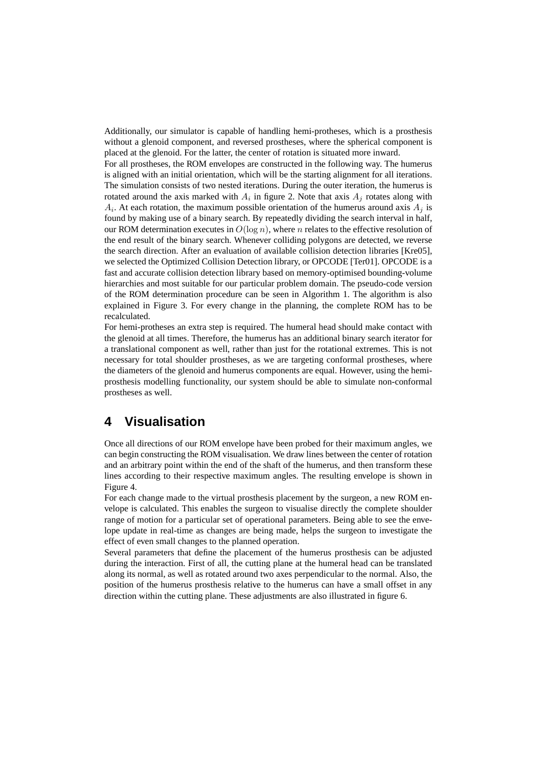Additionally, our simulator is capable of handling hemi-protheses, which is a prosthesis without a glenoid component, and reversed prostheses, where the spherical component is placed at the glenoid. For the latter, the center of rotation is situated more inward.

For all prostheses, the ROM envelopes are constructed in the following way. The humerus is aligned with an initial orientation, which will be the starting alignment for all iterations. The simulation consists of two nested iterations. During the outer iteration, the humerus is rotated around the axis marked with $A_i$ in figure 2. Note that axis $A_j$ rotates along with $A_i$. At each rotation, the maximum possible orientation of the humerus around axis $A_j$ is found by making use of a binary search. By repeatedly dividing the search interval in half, our ROM determination executes in $O(\log n)$, where $n$ relates to the effective resolution of the end result of the binary search. Whenever colliding polygons are detected, we reverse the search direction. After an evaluation of available collision detection libraries [Kre05], we selected the Optimized Collision Detection library, or OPCODE [Ter01]. OPCODE is a fast and accurate collision detection library based on memory-optimised bounding-volume hierarchies and most suitable for our particular problem domain. The pseudo-code version of the ROM determination procedure can be seen in Algorithm 1. The algorithm is also explained in Figure 3. For every change in the planning, the complete ROM has to be recalculated.

For hemi-protheses an extra step is required. The humeral head should make contact with the glenoid at all times. Therefore, the humerus has an additional binary search iterator for a translational component as well, rather than just for the rotational extremes. This is not necessary for total shoulder prostheses, as we are targeting conformal prostheses, where the diameters of the glenoid and humerus components are equal. However, using the hemi-prosthesis modelling functionality, our system should be able to simulate non-conformal prostheses as well.

## 4 Visualisation

Once all directions of our ROM envelope have been probed for their maximum angles, we can begin constructing the ROM visualisation. We draw lines between the center of rotation and an arbitrary point within the end of the shaft of the humerus, and then transform these lines according to their respective maximum angles. The resulting envelope is shown in Figure 4.

For each change made to the virtual prosthesis placement by the surgeon, a new ROM envelope is calculated. This enables the surgeon to visualise directly the complete shoulder range of motion for a particular set of operational parameters. Being able to see the envelope update in real-time as changes are being made, helps the surgeon to investigate the effect of even small changes to the planned operation.

Several parameters that define the placement of the humerus prosthesis can be adjusted during the interaction. First of all, the cutting plane at the humeral head can be translated along its normal, as well as rotated around two axes perpendicular to the normal. Also, the position of the humerus prosthesis relative to the humerus can have a small offset in any direction within the cutting plane. These adjustments are also illustrated in figure 6.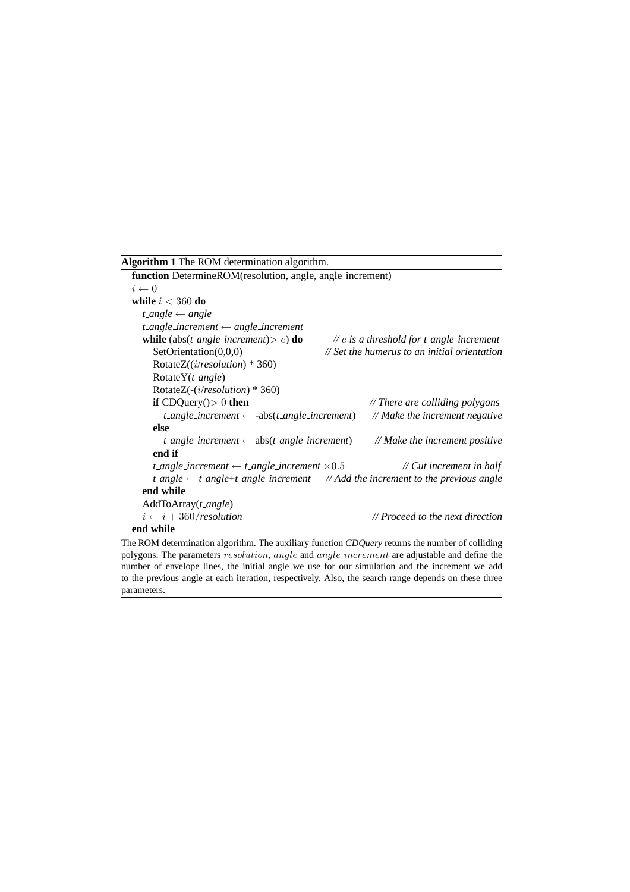**Algorithm 1** The ROM determination algorithm.

```
function DetermineROM(resolution, angle, angle_increment)
  i ← 0
  while i < 360 do
    t_angle ← angle
    t_angle_increment ← angle_increment
    while (abs(t_angle_increment) > e) do          // e is a threshold for t_angle_increment
      SetOrientation(0,0,0)                         // Set the humerus to an initial orientation
      RotateZ((i/resolution) * 360)
      RotateY(t_angle)
      RotateZ(-(i/resolution) * 360)
      if CDQuery() > 0 then                         // There are colliding polygons
        t_angle_increment ← -abs(t_angle_increment) // Make the increment negative
      else
        t_angle_increment ← abs(t_angle_increment)  // Make the increment positive
      end if
      t_angle_increment ← t_angle_increment ×0.5    // Cut increment in half
      t_angle ← t_angle+t_angle_increment           // Add the increment to the previous angle
    end while
    AddToArray(t_angle)
    i ← i + 360/resolution                          // Proceed to the next direction
  end while
```

The ROM determination algorithm. The auxiliary function *CDQuery* returns the number of colliding polygons. The parameters $resolution$, $angle$ and $angle\_increment$ are adjustable and define the number of envelope lines, the initial angle we use for our simulation and the increment we add to the previous angle at each iteration, respectively. Also, the search range depends on these three parameters.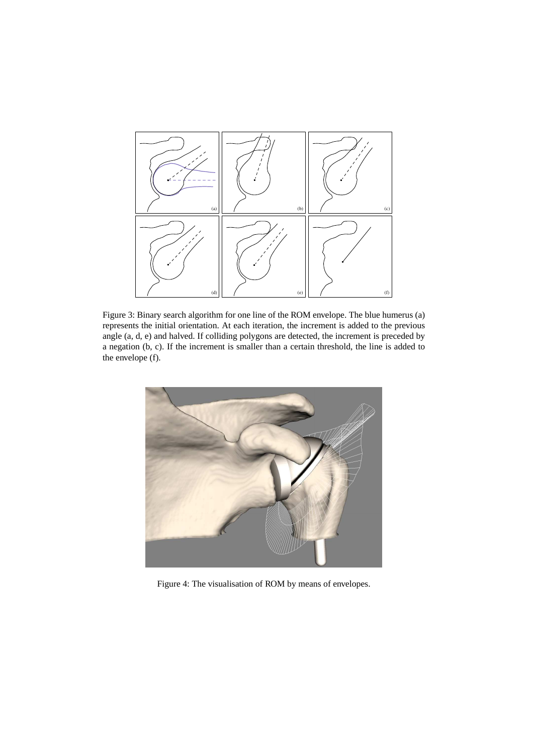(a)

(b)

(c)

(d)

(e)

(f)

Figure 3: Binary search algorithm for one line of the ROM envelope. The blue humerus (a) represents the initial orientation. At each iteration, the increment is added to the previous angle (a, d, e) and halved. If colliding polygons are detected, the increment is preceded by a negation (b, c). If the increment is smaller than a certain threshold, the line is added to the envelope (f).

Figure 4: The visualisation of ROM by means of envelopes.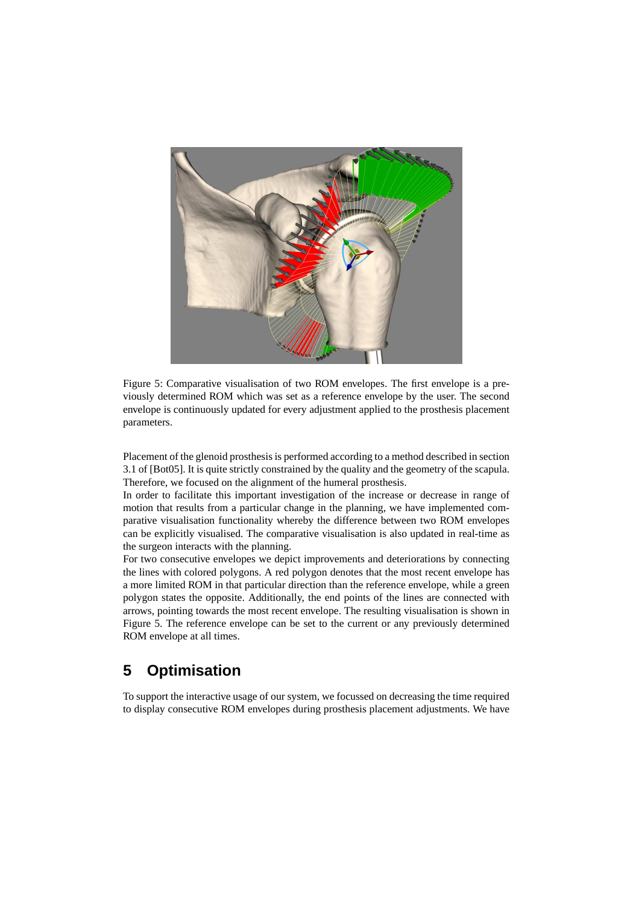Figure 5: Comparative visualisation of two ROM envelopes. The first envelope is a previously determined ROM which was set as a reference envelope by the user. The second envelope is continuously updated for every adjustment applied to the prosthesis placement parameters.

Placement of the glenoid prosthesis is performed according to a method described in section 3.1 of [Bot05]. It is quite strictly constrained by the quality and the geometry of the scapula. Therefore, we focused on the alignment of the humeral prosthesis.
In order to facilitate this important investigation of the increase or decrease in range of motion that results from a particular change in the planning, we have implemented comparative visualisation functionality whereby the difference between two ROM envelopes can be explicitly visualised. The comparative visualisation is also updated in real-time as the surgeon interacts with the planning.
For two consecutive envelopes we depict improvements and deteriorations by connecting the lines with colored polygons. A red polygon denotes that the most recent envelope has a more limited ROM in that particular direction than the reference envelope, while a green polygon states the opposite. Additionally, the end points of the lines are connected with arrows, pointing towards the most recent envelope. The resulting visualisation is shown in Figure 5. The reference envelope can be set to the current or any previously determined ROM envelope at all times.

## 5 Optimisation

To support the interactive usage of our system, we focussed on decreasing the time required to display consecutive ROM envelopes during prosthesis placement adjustments. We have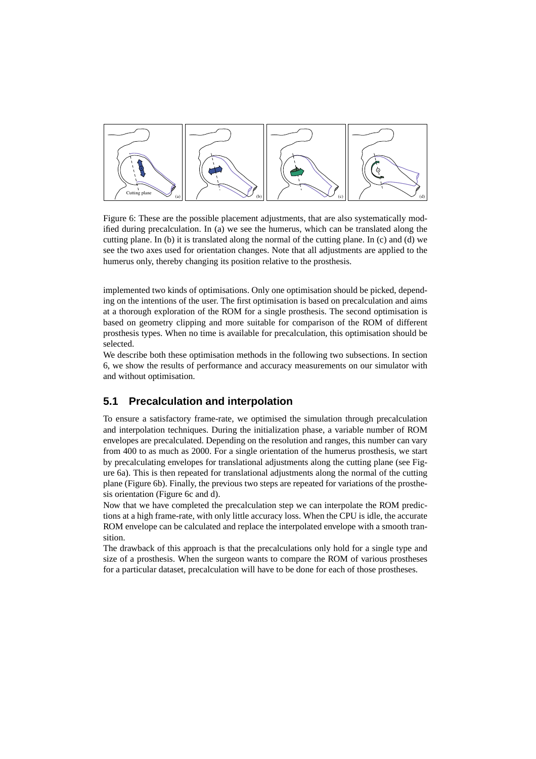Cutting plane

(a)

(b)

(c)

(d)

Figure 6: These are the possible placement adjustments, that are also systematically modified during precalculation. In (a) we see the humerus, which can be translated along the cutting plane. In (b) it is translated along the normal of the cutting plane. In (c) and (d) we see the two axes used for orientation changes. Note that all adjustments are applied to the humerus only, thereby changing its position relative to the prosthesis.

implemented two kinds of optimisations. Only one optimisation should be picked, depending on the intentions of the user. The first optimisation is based on precalculation and aims at a thorough exploration of the ROM for a single prosthesis. The second optimisation is based on geometry clipping and more suitable for comparison of the ROM of different prosthesis types. When no time is available for precalculation, this optimisation should be selected.

We describe both these optimisation methods in the following two subsections. In section 6, we show the results of performance and accuracy measurements on our simulator with and without optimisation.

## 5.1 Precalculation and interpolation

To ensure a satisfactory frame-rate, we optimised the simulation through precalculation and interpolation techniques. During the initialization phase, a variable number of ROM envelopes are precalculated. Depending on the resolution and ranges, this number can vary from 400 to as much as 2000. For a single orientation of the humerus prosthesis, we start by precalculating envelopes for translational adjustments along the cutting plane (see Figure 6a). This is then repeated for translational adjustments along the normal of the cutting plane (Figure 6b). Finally, the previous two steps are repeated for variations of the prosthesis orientation (Figure 6c and d).

Now that we have completed the precalculation step we can interpolate the ROM predictions at a high frame-rate, with only little accuracy loss. When the CPU is idle, the accurate ROM envelope can be calculated and replace the interpolated envelope with a smooth transition.

The drawback of this approach is that the precalculations only hold for a single type and size of a prosthesis. When the surgeon wants to compare the ROM of various prostheses for a particular dataset, precalculation will have to be done for each of those prostheses.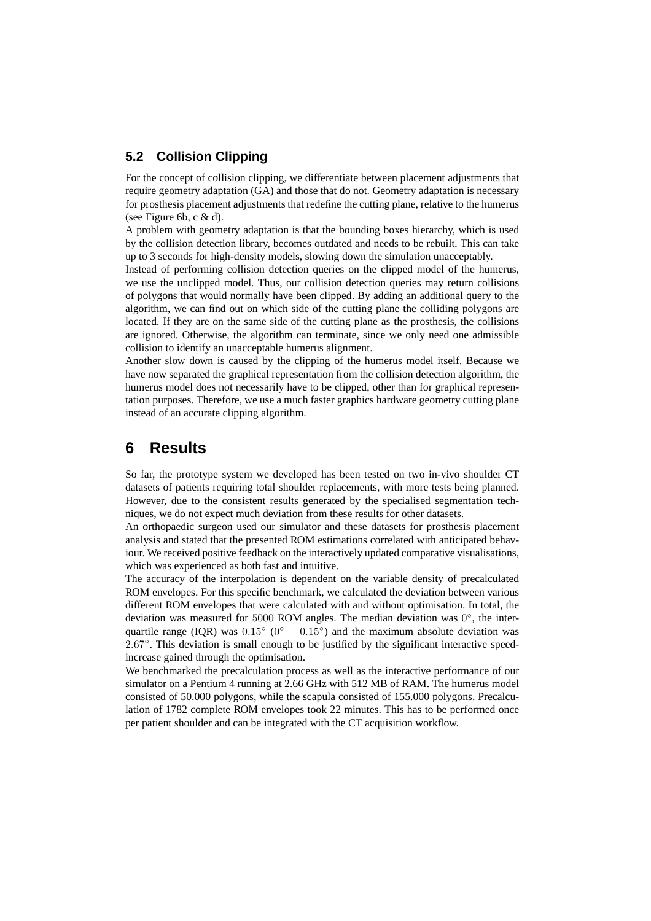### 5.2 Collision Clipping

For the concept of collision clipping, we differentiate between placement adjustments that require geometry adaptation (GA) and those that do not. Geometry adaptation is necessary for prosthesis placement adjustments that redefine the cutting plane, relative to the humerus (see Figure 6b, c & d).

A problem with geometry adaptation is that the bounding boxes hierarchy, which is used by the collision detection library, becomes outdated and needs to be rebuilt. This can take up to 3 seconds for high-density models, slowing down the simulation unacceptably.

Instead of performing collision detection queries on the clipped model of the humerus, we use the unclipped model. Thus, our collision detection queries may return collisions of polygons that would normally have been clipped. By adding an additional query to the algorithm, we can find out on which side of the cutting plane the colliding polygons are located. If they are on the same side of the cutting plane as the prosthesis, the collisions are ignored. Otherwise, the algorithm can terminate, since we only need one admissible collision to identify an unacceptable humerus alignment.

Another slow down is caused by the clipping of the humerus model itself. Because we have now separated the graphical representation from the collision detection algorithm, the humerus model does not necessarily have to be clipped, other than for graphical representation purposes. Therefore, we use a much faster graphics hardware geometry cutting plane instead of an accurate clipping algorithm.

## 6 Results

So far, the prototype system we developed has been tested on two in-vivo shoulder CT datasets of patients requiring total shoulder replacements, with more tests being planned. However, due to the consistent results generated by the specialised segmentation techniques, we do not expect much deviation from these results for other datasets.

An orthopaedic surgeon used our simulator and these datasets for prosthesis placement analysis and stated that the presented ROM estimations correlated with anticipated behaviour. We received positive feedback on the interactively updated comparative visualisations, which was experienced as both fast and intuitive.

The accuracy of the interpolation is dependent on the variable density of precalculated ROM envelopes. For this specific benchmark, we calculated the deviation between various different ROM envelopes that were calculated with and without optimisation. In total, the deviation was measured for $5000$ ROM angles. The median deviation was $0^\circ$, the interquartile range (IQR) was $0.15^\circ$ ($0^\circ - 0.15^\circ$) and the maximum absolute deviation was $2.67^\circ$. This deviation is small enough to be justified by the significant interactive speed-increase gained through the optimisation.

We benchmarked the precalculation process as well as the interactive performance of our simulator on a Pentium 4 running at 2.66 GHz with 512 MB of RAM. The humerus model consisted of 50.000 polygons, while the scapula consisted of 155.000 polygons. Precalculation of 1782 complete ROM envelopes took 22 minutes. This has to be performed once per patient shoulder and can be integrated with the CT acquisition workflow.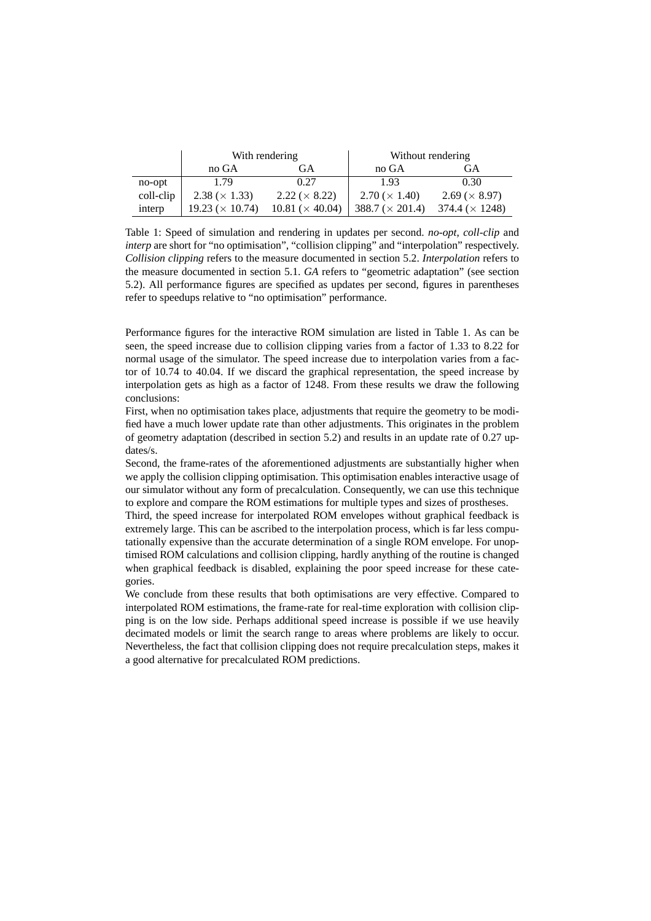| | With rendering | | Without rendering | |
|---|---|---|---|---|
| | no GA | GA | no GA | GA |
| no-opt | 1.79 | 0.27 | 1.93 | 0.30 |
| coll-clip | 2.38 ($\times$ 1.33) | 2.22 ($\times$ 8.22) | 2.70 ($\times$ 1.40) | 2.69 ($\times$ 8.97) |
| interp | 19.23 ($\times$ 10.74) | 10.81 ($\times$ 40.04) | 388.7 ($\times$ 201.4) | 374.4 ($\times$ 1248) |

Table 1: Speed of simulation and rendering in updates per second. *no-opt*, *coll-clip* and *interp* are short for "no optimisation", "collision clipping" and "interpolation" respectively. *Collision clipping* refers to the measure documented in section 5.2. *Interpolation* refers to the measure documented in section 5.1. *GA* refers to "geometric adaptation" (see section 5.2). All performance figures are specified as updates per second, figures in parentheses refer to speedups relative to "no optimisation" performance.

Performance figures for the interactive ROM simulation are listed in Table 1. As can be seen, the speed increase due to collision clipping varies from a factor of 1.33 to 8.22 for normal usage of the simulator. The speed increase due to interpolation varies from a factor of 10.74 to 40.04. If we discard the graphical representation, the speed increase by interpolation gets as high as a factor of 1248. From these results we draw the following conclusions:

First, when no optimisation takes place, adjustments that require the geometry to be modified have a much lower update rate than other adjustments. This originates in the problem of geometry adaptation (described in section 5.2) and results in an update rate of 0.27 updates/s.

Second, the frame-rates of the aforementioned adjustments are substantially higher when we apply the collision clipping optimisation. This optimisation enables interactive usage of our simulator without any form of precalculation. Consequently, we can use this technique to explore and compare the ROM estimations for multiple types and sizes of prostheses.

Third, the speed increase for interpolated ROM envelopes without graphical feedback is extremely large. This can be ascribed to the interpolation process, which is far less computationally expensive than the accurate determination of a single ROM envelope. For unoptimised ROM calculations and collision clipping, hardly anything of the routine is changed when graphical feedback is disabled, explaining the poor speed increase for these categories.

We conclude from these results that both optimisations are very effective. Compared to interpolated ROM estimations, the frame-rate for real-time exploration with collision clipping is on the low side. Perhaps additional speed increase is possible if we use heavily decimated models or limit the search range to areas where problems are likely to occur. Nevertheless, the fact that collision clipping does not require precalculation steps, makes it a good alternative for precalculated ROM predictions.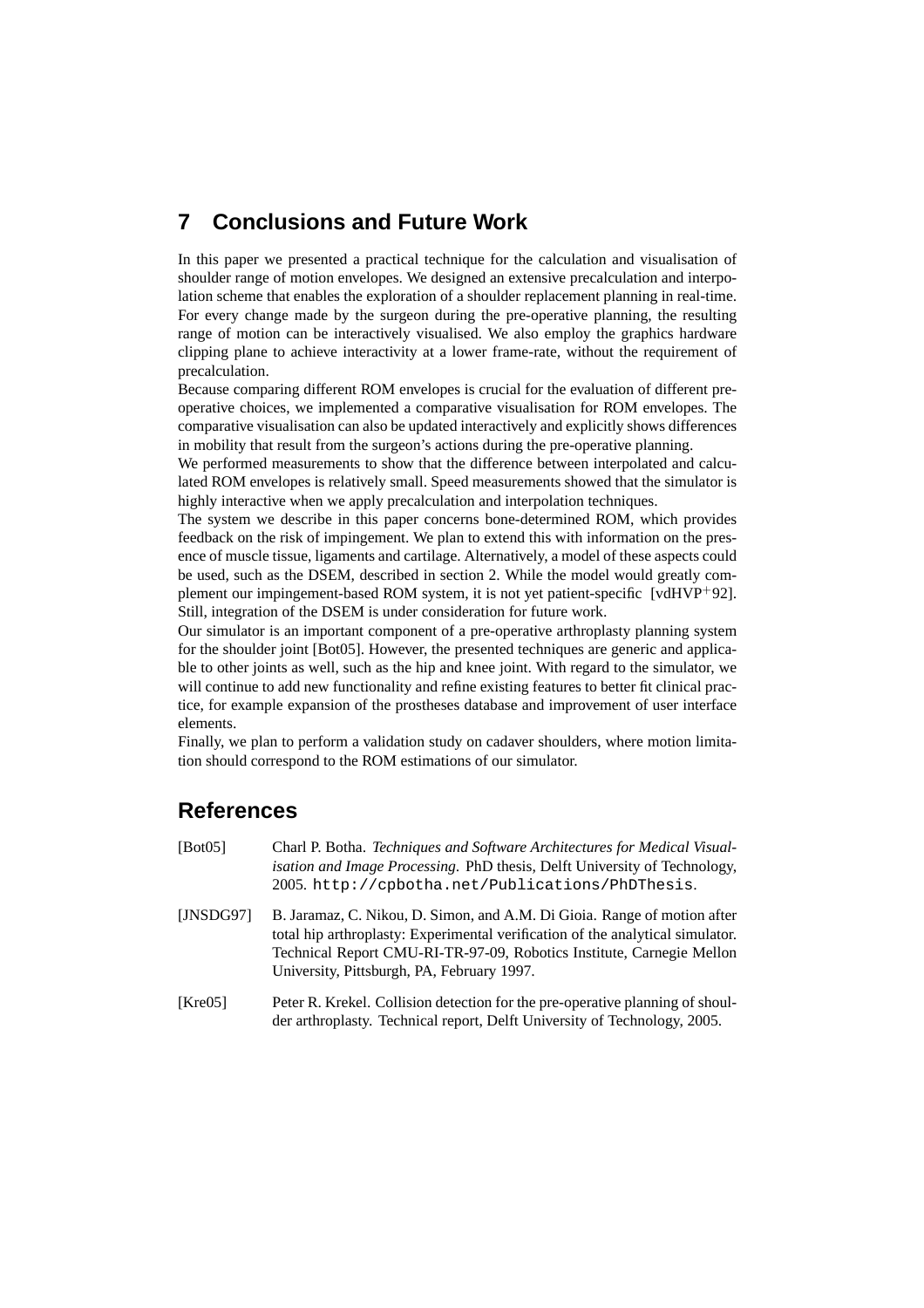## 7 Conclusions and Future Work

In this paper we presented a practical technique for the calculation and visualisation of shoulder range of motion envelopes. We designed an extensive precalculation and interpolation scheme that enables the exploration of a shoulder replacement planning in real-time. For every change made by the surgeon during the pre-operative planning, the resulting range of motion can be interactively visualised. We also employ the graphics hardware clipping plane to achieve interactivity at a lower frame-rate, without the requirement of precalculation.

Because comparing different ROM envelopes is crucial for the evaluation of different pre-operative choices, we implemented a comparative visualisation for ROM envelopes. The comparative visualisation can also be updated interactively and explicitly shows differences in mobility that result from the surgeon's actions during the pre-operative planning.

We performed measurements to show that the difference between interpolated and calculated ROM envelopes is relatively small. Speed measurements showed that the simulator is highly interactive when we apply precalculation and interpolation techniques.

The system we describe in this paper concerns bone-determined ROM, which provides feedback on the risk of impingement. We plan to extend this with information on the presence of muscle tissue, ligaments and cartilage. Alternatively, a model of these aspects could be used, such as the DSEM, described in section 2. While the model would greatly complement our impingement-based ROM system, it is not yet patient-specific [vdHVP+92]. Still, integration of the DSEM is under consideration for future work.

Our simulator is an important component of a pre-operative arthroplasty planning system for the shoulder joint [Bot05]. However, the presented techniques are generic and applicable to other joints as well, such as the hip and knee joint. With regard to the simulator, we will continue to add new functionality and refine existing features to better fit clinical practice, for example expansion of the prostheses database and improvement of user interface elements.

Finally, we plan to perform a validation study on cadaver shoulders, where motion limitation should correspond to the ROM estimations of our simulator.

## References

[Bot05] Charl P. Botha. *Techniques and Software Architectures for Medical Visualisation and Image Processing*. PhD thesis, Delft University of Technology, 2005. `http://cpbotha.net/Publications/PhDThesis`.

[JNSDG97] B. Jaramaz, C. Nikou, D. Simon, and A.M. Di Gioia. Range of motion after total hip arthroplasty: Experimental verification of the analytical simulator. Technical Report CMU-RI-TR-97-09, Robotics Institute, Carnegie Mellon University, Pittsburgh, PA, February 1997.

[Kre05] Peter R. Krekel. Collision detection for the pre-operative planning of shoulder arthroplasty. Technical report, Delft University of Technology, 2005.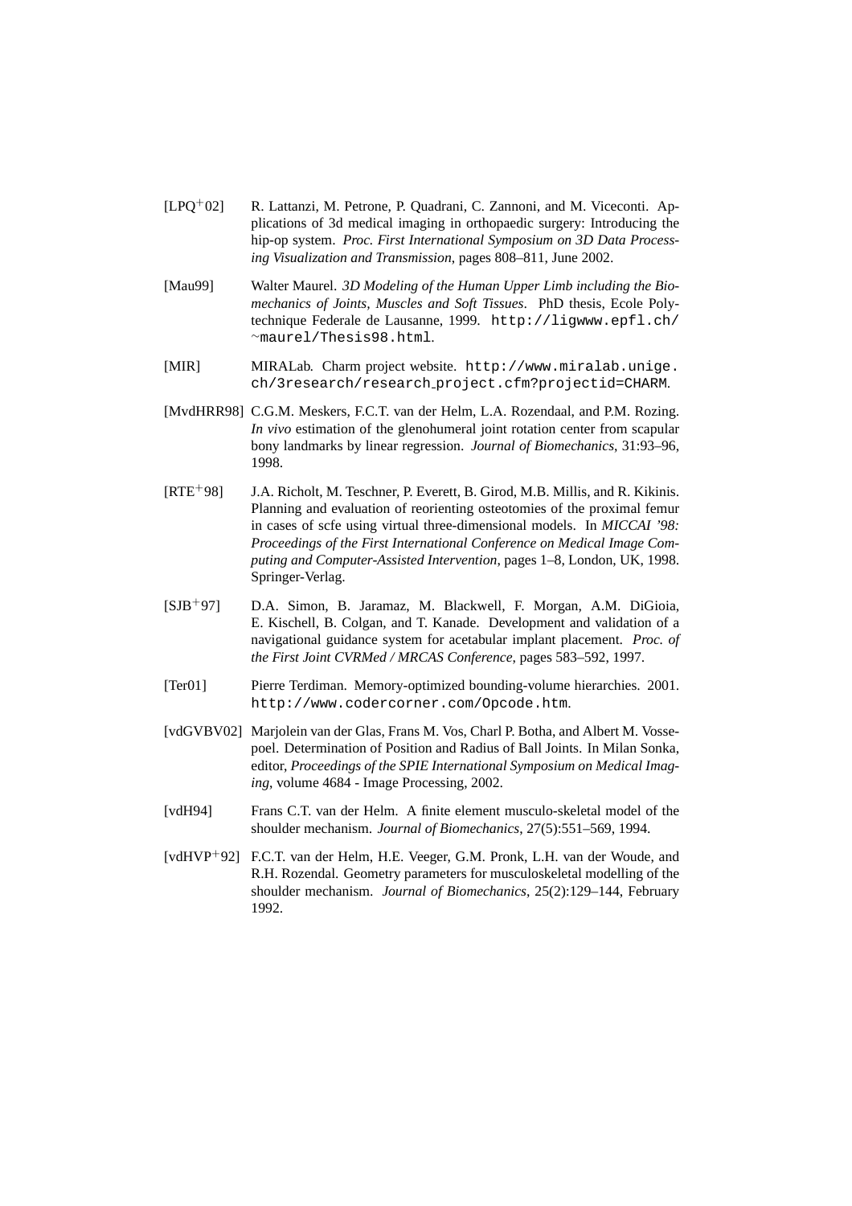[LPQ+02] R. Lattanzi, M. Petrone, P. Quadrani, C. Zannoni, and M. Viceconti. Applications of 3d medical imaging in orthopaedic surgery: Introducing the hip-op system. *Proc. First International Symposium on 3D Data Processing Visualization and Transmission*, pages 808–811, June 2002.

[Mau99] Walter Maurel. *3D Modeling of the Human Upper Limb including the Biomechanics of Joints, Muscles and Soft Tissues*. PhD thesis, Ecole Polytechnique Federale de Lausanne, 1999. `http://ligwww.epfl.ch/~maurel/Thesis98.html`.

[MIR] MIRALab. Charm project website. `http://www.miralab.unige.ch/3research/research_project.cfm?projectid=CHARM`.

[MvdHRR98] C.G.M. Meskers, F.C.T. van der Helm, L.A. Rozendaal, and P.M. Rozing. *In vivo* estimation of the glenohumeral joint rotation center from scapular bony landmarks by linear regression. *Journal of Biomechanics*, 31:93–96, 1998.

[RTE+98] J.A. Richolt, M. Teschner, P. Everett, B. Girod, M.B. Millis, and R. Kikinis. Planning and evaluation of reorienting osteotomies of the proximal femur in cases of scfe using virtual three-dimensional models. In *MICCAI '98: Proceedings of the First International Conference on Medical Image Computing and Computer-Assisted Intervention*, pages 1–8, London, UK, 1998. Springer-Verlag.

[SJB+97] D.A. Simon, B. Jaramaz, M. Blackwell, F. Morgan, A.M. DiGioia, E. Kischell, B. Colgan, and T. Kanade. Development and validation of a navigational guidance system for acetabular implant placement. *Proc. of the First Joint CVRMed / MRCAS Conference*, pages 583–592, 1997.

[Ter01] Pierre Terdiman. Memory-optimized bounding-volume hierarchies. 2001. `http://www.codercorner.com/Opcode.htm`.

[vdGVBV02] Marjolein van der Glas, Frans M. Vos, Charl P. Botha, and Albert M. Vossepoel. Determination of Position and Radius of Ball Joints. In Milan Sonka, editor, *Proceedings of the SPIE International Symposium on Medical Imaging*, volume 4684 - Image Processing, 2002.

[vdH94] Frans C.T. van der Helm. A finite element musculo-skeletal model of the shoulder mechanism. *Journal of Biomechanics*, 27(5):551–569, 1994.

[vdHVP+92] F.C.T. van der Helm, H.E. Veeger, G.M. Pronk, L.H. van der Woude, and R.H. Rozendal. Geometry parameters for musculoskeletal modelling of the shoulder mechanism. *Journal of Biomechanics*, 25(2):129–144, February 1992.